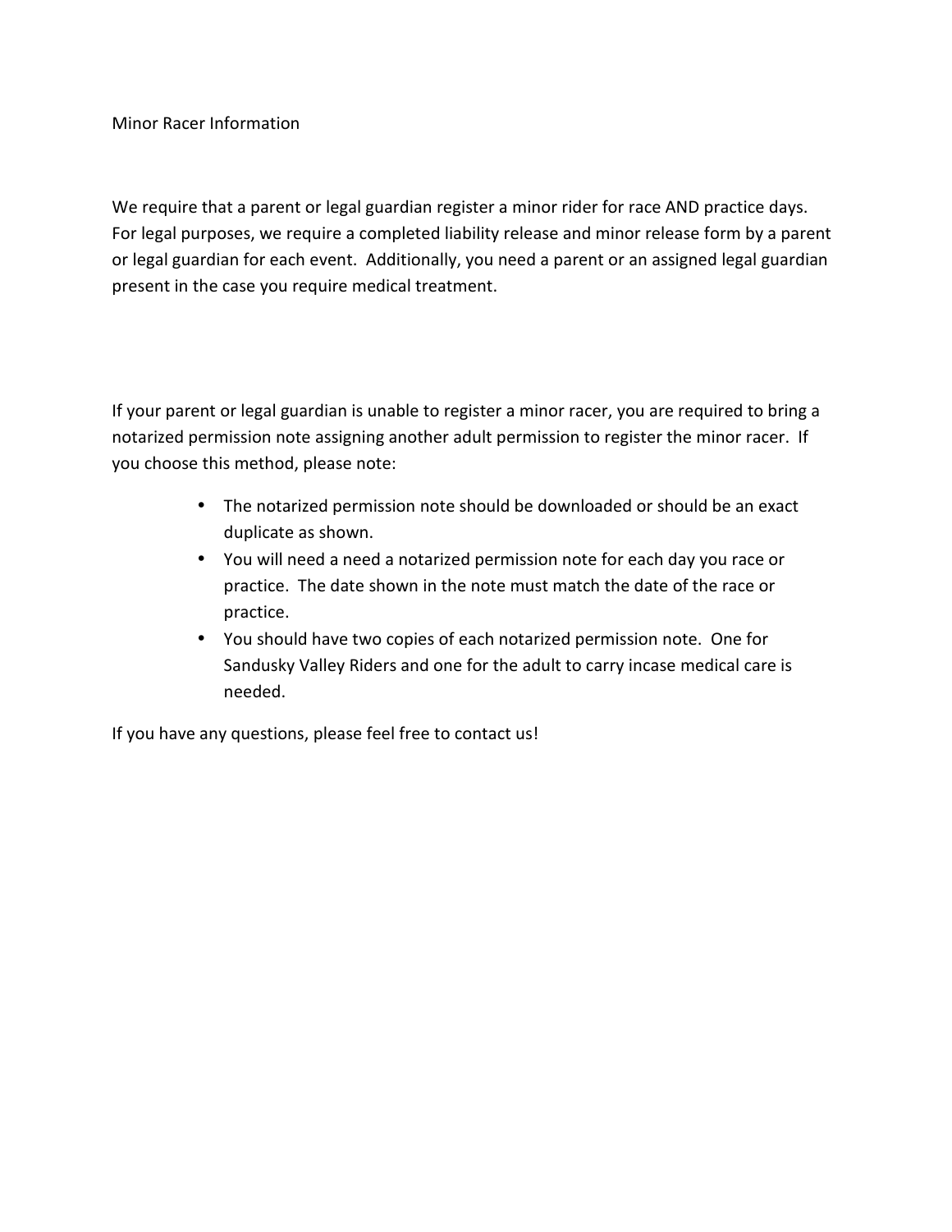Minor Racer Information

We require that a parent or legal guardian register a minor rider for race AND practice days. For legal purposes, we require a completed liability release and minor release form by a parent or legal guardian for each event. Additionally, you need a parent or an assigned legal guardian present in the case you require medical treatment.

If your parent or legal guardian is unable to register a minor racer, you are required to bring a notarized permission note assigning another adult permission to register the minor racer. If you choose this method, please note:

- The notarized permission note should be downloaded or should be an exact duplicate as shown.
- You will need a need a notarized permission note for each day you race or practice. The date shown in the note must match the date of the race or practice.
- You should have two copies of each notarized permission note. One for Sandusky Valley Riders and one for the adult to carry incase medical care is needed.

If you have any questions, please feel free to contact us!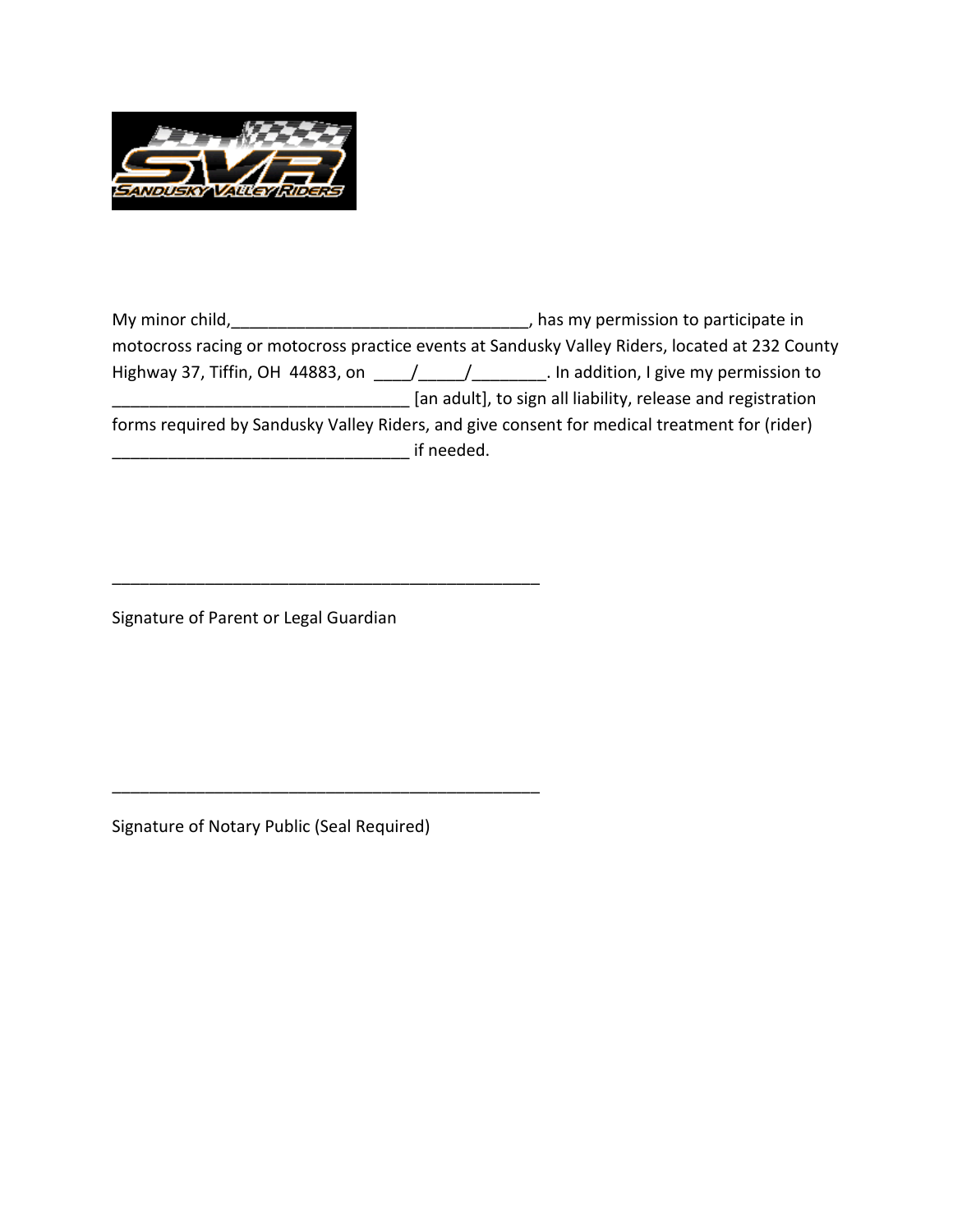My minor child,________________________________, has my permission to participate in motocross racing or motocross practice events at Sandusky Valley Riders, located at 232 County Highway 37, Tiffin, OH 44883, on ____/_____/________. In addition, I give my permission to ________________________________ [an adult], to sign all liability, release and registration forms required by Sandusky Valley Riders, and give consent for medical treatment for (rider) ________________________________ if needed.

______________________________________________

Signature of Parent or Legal Guardian

______________________________________________

Signature of Notary Public (Seal Required)